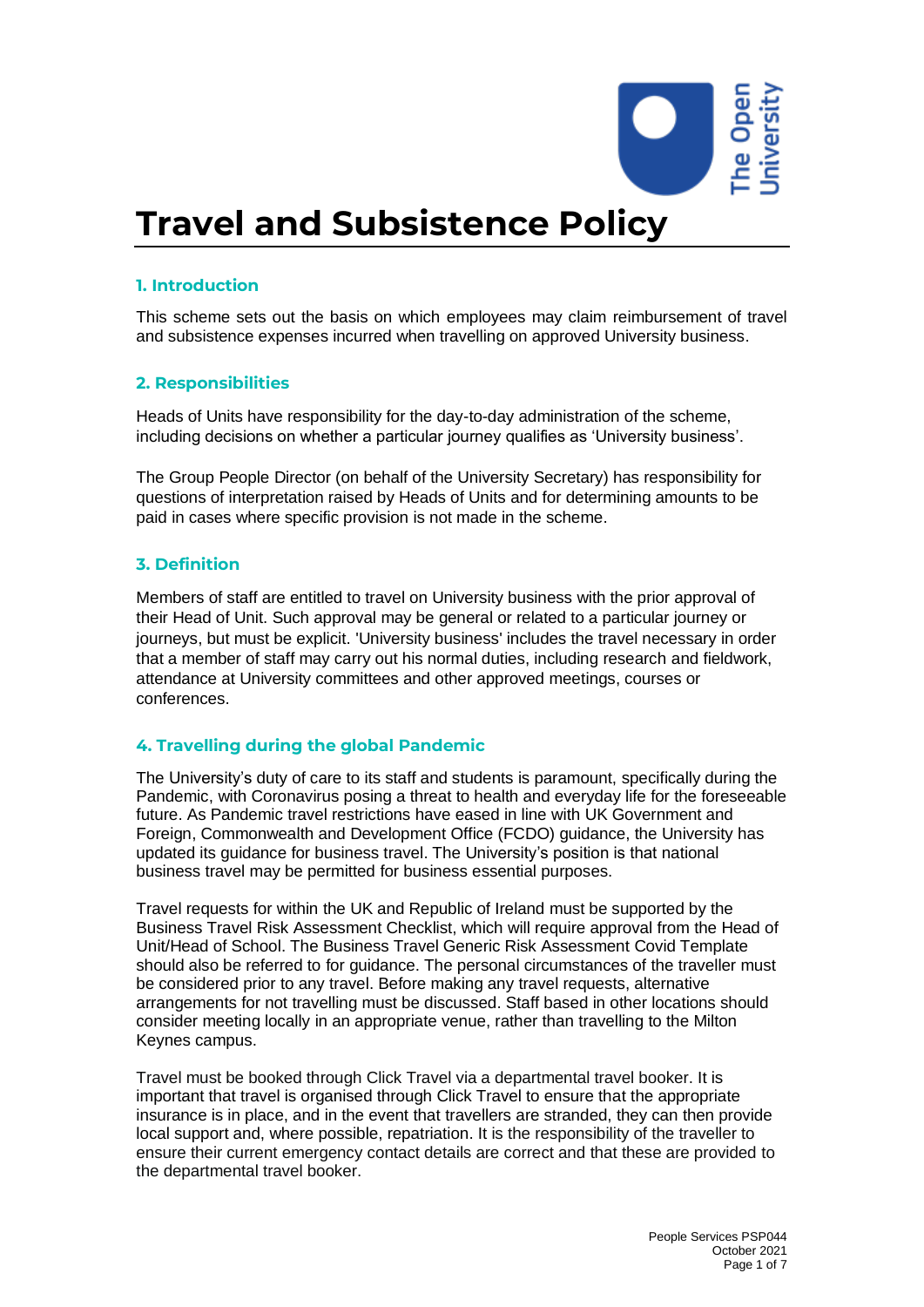# Travel and Subsistence Policy

## 1. Introduction

This scheme sets out the basis on which employees may claim reimbursement of travel and subsistence expenses incurred when travelling on approved University business.

## 2. Responsibilities

Heads of Units have responsibility for the day-to-day administration of the scheme, including decisions on whether a particular journey qualifies as 'University business'.

The Group People Director (on behalf of the University Secretary) has responsibility for questions of interpretation raised by Heads of Units and for determining amounts to be paid in cases where specific provision is not made in the scheme.

## 3. Definition

Members of staff are entitled to travel on University business with the prior approval of their Head of Unit. Such approval may be general or related to a particular journey or journeys, but must be explicit. 'University business' includes the travel necessary in order that a member of staff may carry out his normal duties, including research and fieldwork, attendance at University committees and other approved meetings, courses or conferences.

## 4. Travelling during the global Pandemic

The University's duty of care to its staff and students is paramount, specifically during the Pandemic, with Coronavirus posing a threat to health and everyday life for the foreseeable future. As Pandemic travel restrictions have eased in line with UK Government and Foreign, Commonwealth and Development Office (FCDO) guidance, the University has updated its guidance for business travel. The University's position is that national business travel may be permitted for business essential purposes.

Travel requests for within the UK and Republic of Ireland must be supported by the Business Travel Risk Assessment Checklist, which will require approval from the Head of Unit/Head of School. The Business Travel Generic Risk Assessment Covid Template should also be referred to for guidance. The personal circumstances of the traveller must be considered prior to any travel. Before making any travel requests, alternative arrangements for not travelling must be discussed. Staff based in other locations should consider meeting locally in an appropriate venue, rather than travelling to the Milton Keynes campus.

Travel must be booked through Click Travel via a departmental travel booker. It is important that travel is organised through Click Travel to ensure that the appropriate insurance is in place, and in the event that travellers are stranded, they can then provide local support and, where possible, repatriation. It is the responsibility of the traveller to ensure their current emergency contact details are correct and that these are provided to the departmental travel booker.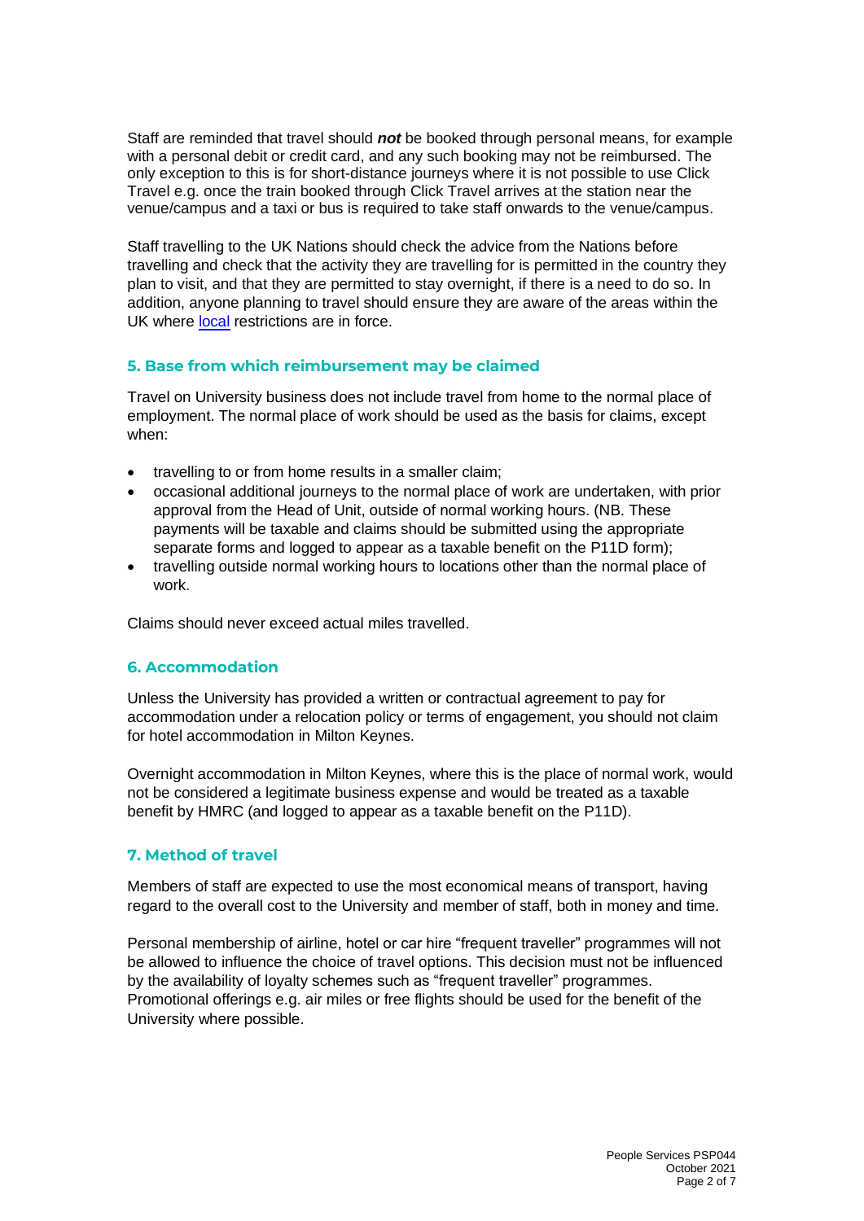Staff are reminded that travel should ***not*** be booked through personal means, for example with a personal debit or credit card, and any such booking may not be reimbursed. The only exception to this is for short-distance journeys where it is not possible to use Click Travel e.g. once the train booked through Click Travel arrives at the station near the venue/campus and a taxi or bus is required to take staff onwards to the venue/campus.

Staff travelling to the UK Nations should check the advice from the Nations before travelling and check that the activity they are travelling for is permitted in the country they plan to visit, and that they are permitted to stay overnight, if there is a need to do so. In addition, anyone planning to travel should ensure they are aware of the areas within the UK where local restrictions are in force.

## 5. Base from which reimbursement may be claimed

Travel on University business does not include travel from home to the normal place of employment. The normal place of work should be used as the basis for claims, except when:

- travelling to or from home results in a smaller claim;
- occasional additional journeys to the normal place of work are undertaken, with prior approval from the Head of Unit, outside of normal working hours. (NB. These payments will be taxable and claims should be submitted using the appropriate separate forms and logged to appear as a taxable benefit on the P11D form);
- travelling outside normal working hours to locations other than the normal place of work.

Claims should never exceed actual miles travelled.

## 6. Accommodation

Unless the University has provided a written or contractual agreement to pay for accommodation under a relocation policy or terms of engagement, you should not claim for hotel accommodation in Milton Keynes.

Overnight accommodation in Milton Keynes, where this is the place of normal work, would not be considered a legitimate business expense and would be treated as a taxable benefit by HMRC (and logged to appear as a taxable benefit on the P11D).

## 7. Method of travel

Members of staff are expected to use the most economical means of transport, having regard to the overall cost to the University and member of staff, both in money and time.

Personal membership of airline, hotel or car hire "frequent traveller" programmes will not be allowed to influence the choice of travel options. This decision must not be influenced by the availability of loyalty schemes such as "frequent traveller" programmes. Promotional offerings e.g. air miles or free flights should be used for the benefit of the University where possible.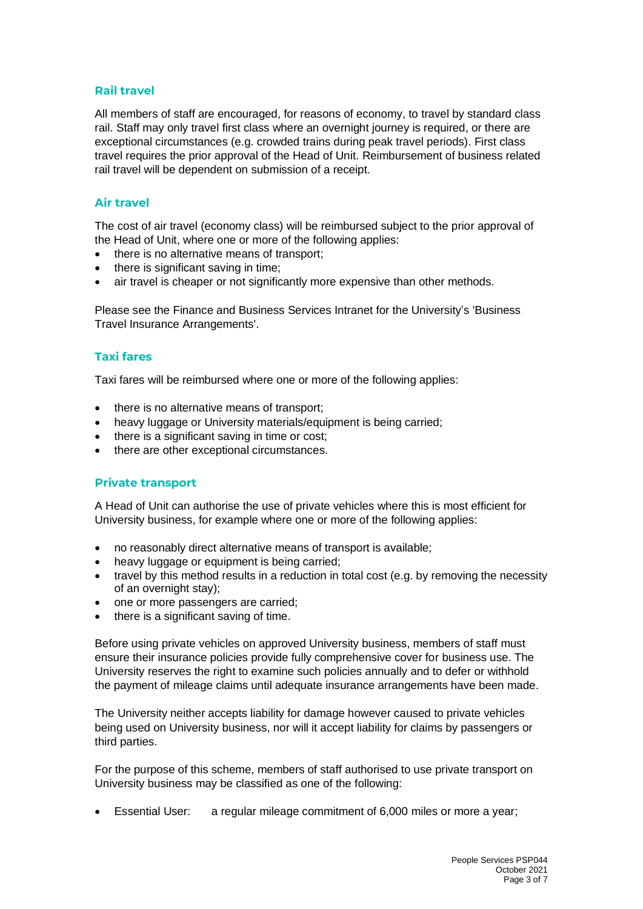## Rail travel

All members of staff are encouraged, for reasons of economy, to travel by standard class rail. Staff may only travel first class where an overnight journey is required, or there are exceptional circumstances (e.g. crowded trains during peak travel periods). First class travel requires the prior approval of the Head of Unit. Reimbursement of business related rail travel will be dependent on submission of a receipt.

## Air travel

The cost of air travel (economy class) will be reimbursed subject to the prior approval of the Head of Unit, where one or more of the following applies:

- there is no alternative means of transport;
- there is significant saving in time;
- air travel is cheaper or not significantly more expensive than other methods.

Please see the Finance and Business Services Intranet for the University's 'Business Travel Insurance Arrangements'.

## Taxi fares

Taxi fares will be reimbursed where one or more of the following applies:

- there is no alternative means of transport;
- heavy luggage or University materials/equipment is being carried;
- there is a significant saving in time or cost;
- there are other exceptional circumstances.

## Private transport

A Head of Unit can authorise the use of private vehicles where this is most efficient for University business, for example where one or more of the following applies:

- no reasonably direct alternative means of transport is available;
- heavy luggage or equipment is being carried;
- travel by this method results in a reduction in total cost (e.g. by removing the necessity of an overnight stay);
- one or more passengers are carried;
- there is a significant saving of time.

Before using private vehicles on approved University business, members of staff must ensure their insurance policies provide fully comprehensive cover for business use. The University reserves the right to examine such policies annually and to defer or withhold the payment of mileage claims until adequate insurance arrangements have been made.

The University neither accepts liability for damage however caused to private vehicles being used on University business, nor will it accept liability for claims by passengers or third parties.

For the purpose of this scheme, members of staff authorised to use private transport on University business may be classified as one of the following:

- Essential User: a regular mileage commitment of 6,000 miles or more a year;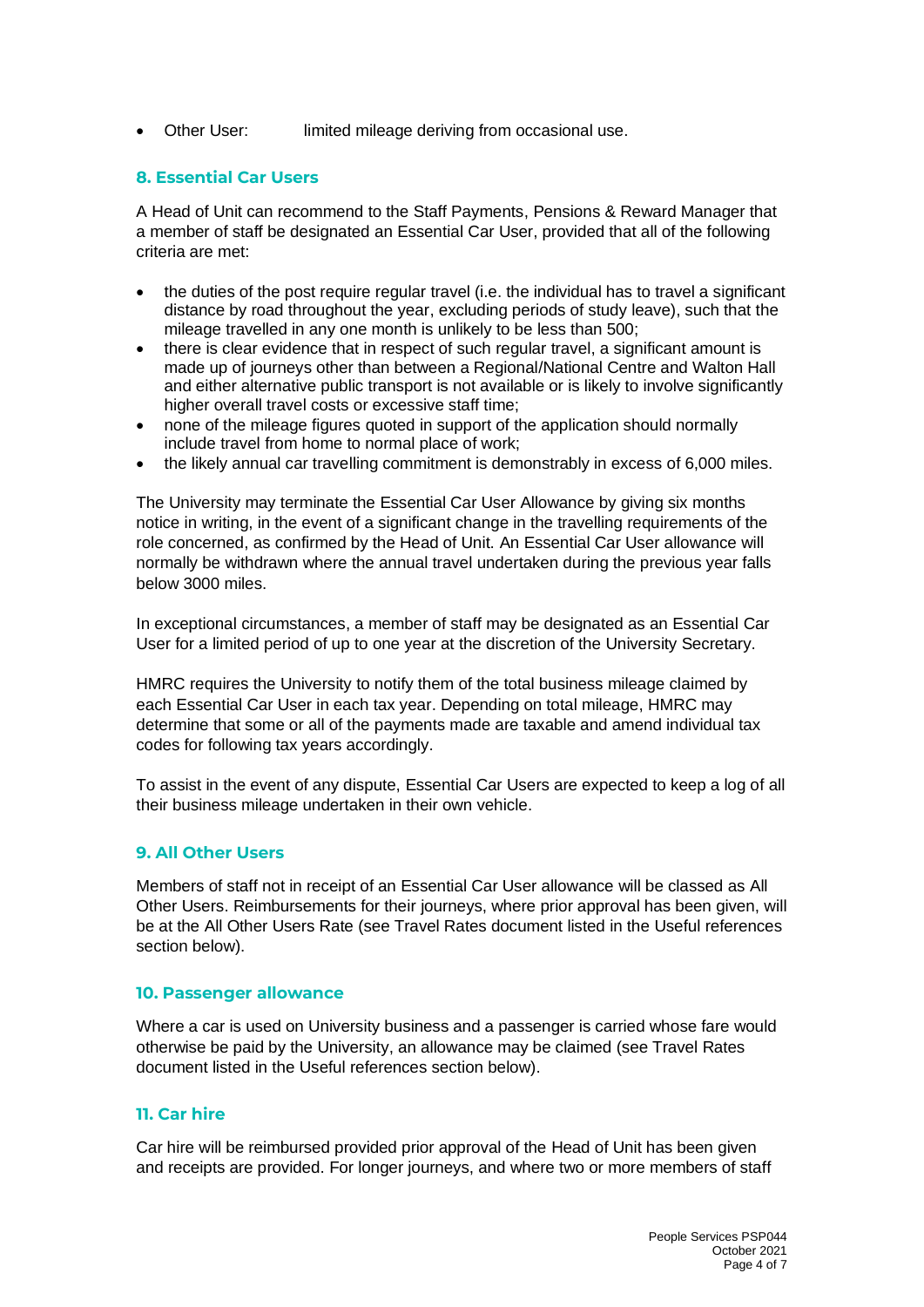- Other User: limited mileage deriving from occasional use.

## 8. Essential Car Users

A Head of Unit can recommend to the Staff Payments, Pensions & Reward Manager that a member of staff be designated an Essential Car User, provided that all of the following criteria are met:

- the duties of the post require regular travel (i.e. the individual has to travel a significant distance by road throughout the year, excluding periods of study leave), such that the mileage travelled in any one month is unlikely to be less than 500;
- there is clear evidence that in respect of such regular travel, a significant amount is made up of journeys other than between a Regional/National Centre and Walton Hall and either alternative public transport is not available or is likely to involve significantly higher overall travel costs or excessive staff time;
- none of the mileage figures quoted in support of the application should normally include travel from home to normal place of work;
- the likely annual car travelling commitment is demonstrably in excess of 6,000 miles.

The University may terminate the Essential Car User Allowance by giving six months notice in writing, in the event of a significant change in the travelling requirements of the role concerned, as confirmed by the Head of Unit. An Essential Car User allowance will normally be withdrawn where the annual travel undertaken during the previous year falls below 3000 miles.

In exceptional circumstances, a member of staff may be designated as an Essential Car User for a limited period of up to one year at the discretion of the University Secretary.

HMRC requires the University to notify them of the total business mileage claimed by each Essential Car User in each tax year. Depending on total mileage, HMRC may determine that some or all of the payments made are taxable and amend individual tax codes for following tax years accordingly.

To assist in the event of any dispute, Essential Car Users are expected to keep a log of all their business mileage undertaken in their own vehicle.

## 9. All Other Users

Members of staff not in receipt of an Essential Car User allowance will be classed as All Other Users. Reimbursements for their journeys, where prior approval has been given, will be at the All Other Users Rate (see Travel Rates document listed in the Useful references section below).

## 10. Passenger allowance

Where a car is used on University business and a passenger is carried whose fare would otherwise be paid by the University, an allowance may be claimed (see Travel Rates document listed in the Useful references section below).

## 11. Car hire

Car hire will be reimbursed provided prior approval of the Head of Unit has been given and receipts are provided. For longer journeys, and where two or more members of staff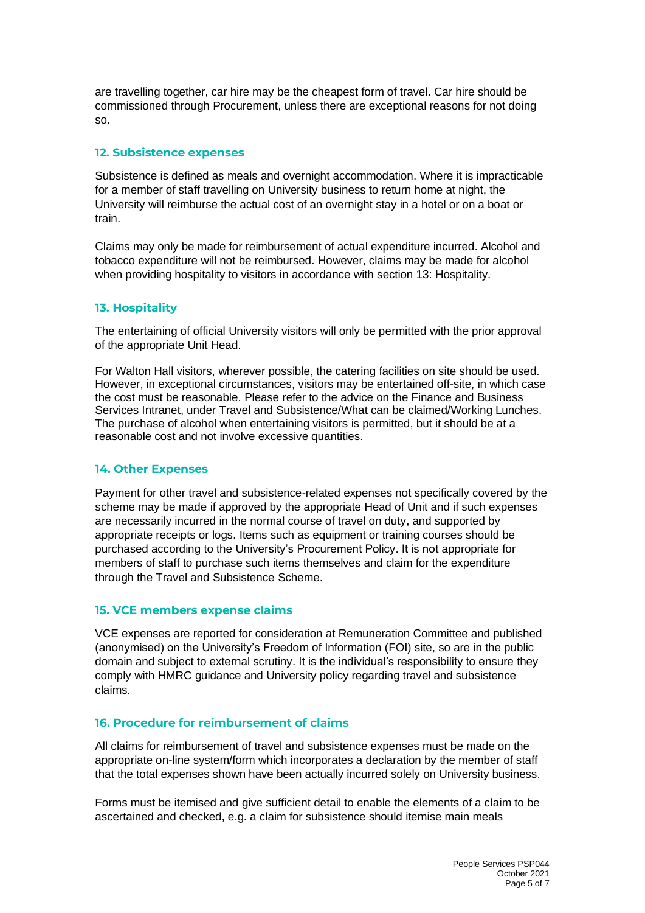are travelling together, car hire may be the cheapest form of travel. Car hire should be commissioned through Procurement, unless there are exceptional reasons for not doing so.

## 12. Subsistence expenses

Subsistence is defined as meals and overnight accommodation. Where it is impracticable for a member of staff travelling on University business to return home at night, the University will reimburse the actual cost of an overnight stay in a hotel or on a boat or train.

Claims may only be made for reimbursement of actual expenditure incurred. Alcohol and tobacco expenditure will not be reimbursed. However, claims may be made for alcohol when providing hospitality to visitors in accordance with section 13: Hospitality.

## 13. Hospitality

The entertaining of official University visitors will only be permitted with the prior approval of the appropriate Unit Head.

For Walton Hall visitors, wherever possible, the catering facilities on site should be used. However, in exceptional circumstances, visitors may be entertained off-site, in which case the cost must be reasonable. Please refer to the advice on the Finance and Business Services Intranet, under Travel and Subsistence/What can be claimed/Working Lunches. The purchase of alcohol when entertaining visitors is permitted, but it should be at a reasonable cost and not involve excessive quantities.

## 14. Other Expenses

Payment for other travel and subsistence-related expenses not specifically covered by the scheme may be made if approved by the appropriate Head of Unit and if such expenses are necessarily incurred in the normal course of travel on duty, and supported by appropriate receipts or logs. Items such as equipment or training courses should be purchased according to the University's Procurement Policy. It is not appropriate for members of staff to purchase such items themselves and claim for the expenditure through the Travel and Subsistence Scheme.

## 15. VCE members expense claims

VCE expenses are reported for consideration at Remuneration Committee and published (anonymised) on the University's Freedom of Information (FOI) site, so are in the public domain and subject to external scrutiny. It is the individual's responsibility to ensure they comply with HMRC guidance and University policy regarding travel and subsistence claims.

## 16. Procedure for reimbursement of claims

All claims for reimbursement of travel and subsistence expenses must be made on the appropriate on-line system/form which incorporates a declaration by the member of staff that the total expenses shown have been actually incurred solely on University business.

Forms must be itemised and give sufficient detail to enable the elements of a claim to be ascertained and checked, e.g. a claim for subsistence should itemise main meals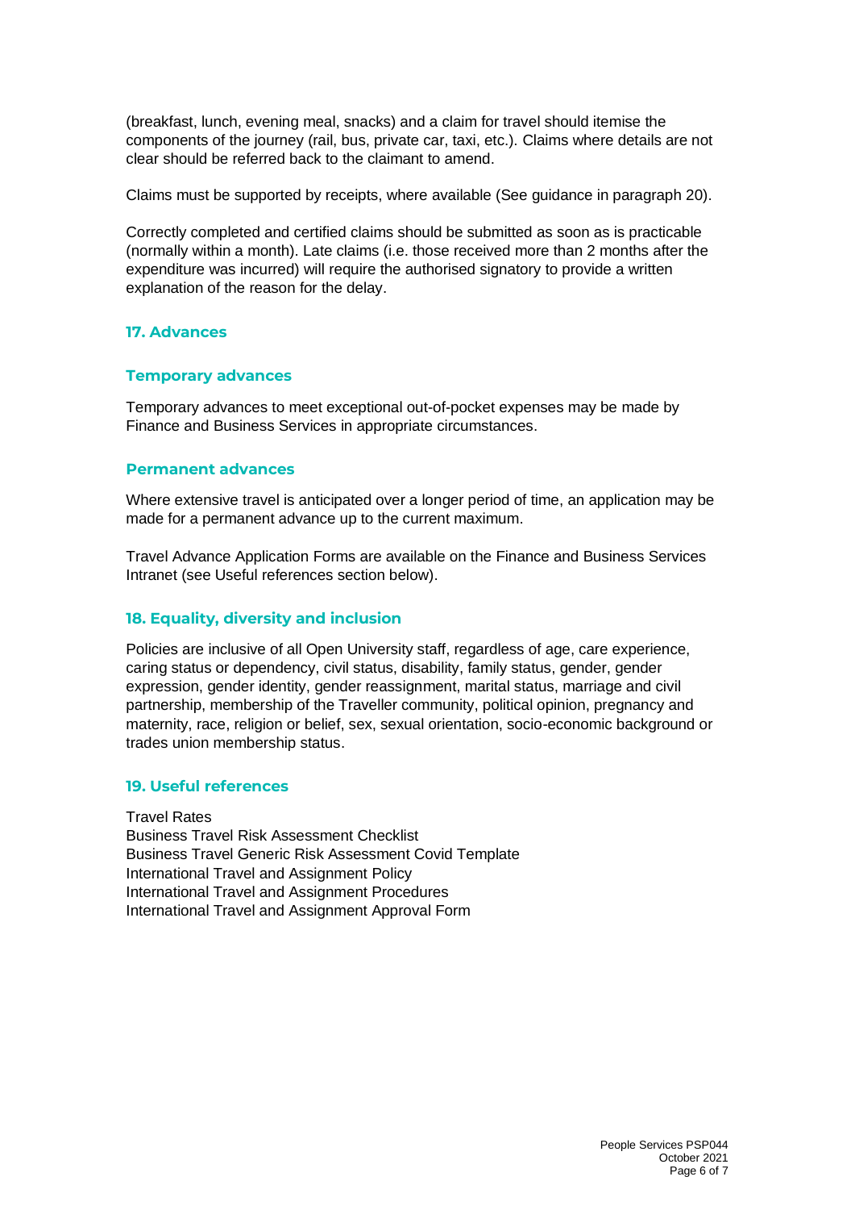(breakfast, lunch, evening meal, snacks) and a claim for travel should itemise the components of the journey (rail, bus, private car, taxi, etc.). Claims where details are not clear should be referred back to the claimant to amend.

Claims must be supported by receipts, where available (See guidance in paragraph 20).

Correctly completed and certified claims should be submitted as soon as is practicable (normally within a month). Late claims (i.e. those received more than 2 months after the expenditure was incurred) will require the authorised signatory to provide a written explanation of the reason for the delay.

## 17. Advances

### Temporary advances

Temporary advances to meet exceptional out-of-pocket expenses may be made by Finance and Business Services in appropriate circumstances.

### Permanent advances

Where extensive travel is anticipated over a longer period of time, an application may be made for a permanent advance up to the current maximum.

Travel Advance Application Forms are available on the Finance and Business Services Intranet (see Useful references section below).

## 18. Equality, diversity and inclusion

Policies are inclusive of all Open University staff, regardless of age, care experience, caring status or dependency, civil status, disability, family status, gender, gender expression, gender identity, gender reassignment, marital status, marriage and civil partnership, membership of the Traveller community, political opinion, pregnancy and maternity, race, religion or belief, sex, sexual orientation, socio-economic background or trades union membership status.

## 19. Useful references

Travel Rates
Business Travel Risk Assessment Checklist
Business Travel Generic Risk Assessment Covid Template
International Travel and Assignment Policy
International Travel and Assignment Procedures
International Travel and Assignment Approval Form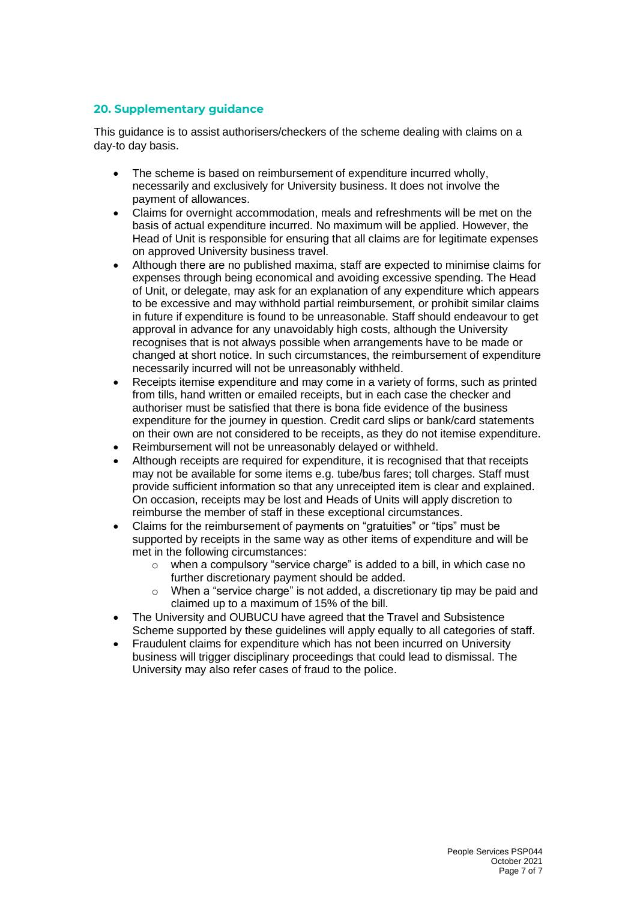## 20. Supplementary guidance

This guidance is to assist authorisers/checkers of the scheme dealing with claims on a day-to day basis.

- The scheme is based on reimbursement of expenditure incurred wholly, necessarily and exclusively for University business. It does not involve the payment of allowances.
- Claims for overnight accommodation, meals and refreshments will be met on the basis of actual expenditure incurred. No maximum will be applied. However, the Head of Unit is responsible for ensuring that all claims are for legitimate expenses on approved University business travel.
- Although there are no published maxima, staff are expected to minimise claims for expenses through being economical and avoiding excessive spending. The Head of Unit, or delegate, may ask for an explanation of any expenditure which appears to be excessive and may withhold partial reimbursement, or prohibit similar claims in future if expenditure is found to be unreasonable. Staff should endeavour to get approval in advance for any unavoidably high costs, although the University recognises that is not always possible when arrangements have to be made or changed at short notice. In such circumstances, the reimbursement of expenditure necessarily incurred will not be unreasonably withheld.
- Receipts itemise expenditure and may come in a variety of forms, such as printed from tills, hand written or emailed receipts, but in each case the checker and authoriser must be satisfied that there is bona fide evidence of the business expenditure for the journey in question. Credit card slips or bank/card statements on their own are not considered to be receipts, as they do not itemise expenditure.
- Reimbursement will not be unreasonably delayed or withheld.
- Although receipts are required for expenditure, it is recognised that that receipts may not be available for some items e.g. tube/bus fares; toll charges. Staff must provide sufficient information so that any unreceipted item is clear and explained. On occasion, receipts may be lost and Heads of Units will apply discretion to reimburse the member of staff in these exceptional circumstances.
- Claims for the reimbursement of payments on "gratuities" or "tips" must be supported by receipts in the same way as other items of expenditure and will be met in the following circumstances:
  - when a compulsory "service charge" is added to a bill, in which case no further discretionary payment should be added.
  - When a "service charge" is not added, a discretionary tip may be paid and claimed up to a maximum of 15% of the bill.
- The University and OUBUCU have agreed that the Travel and Subsistence Scheme supported by these guidelines will apply equally to all categories of staff.
- Fraudulent claims for expenditure which has not been incurred on University business will trigger disciplinary proceedings that could lead to dismissal. The University may also refer cases of fraud to the police.

People Services PSP044
October 2021